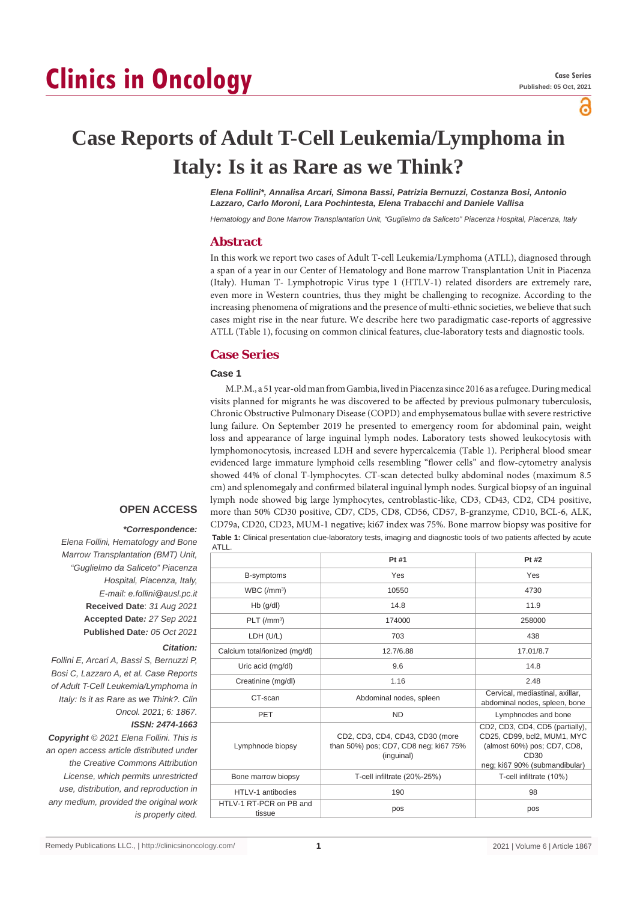Case Series

Published: 05 Oct, 2021

# Case Reports of Adult T-Cell Leukemia/Lymphoma in Italy: Is it as Rare as we Think?

***Elena Follini\*, Annalisa Arcari, Simona Bassi, Patrizia Bernuzzi, Costanza Bosi, Antonio Lazzaro, Carlo Moroni, Lara Pochintesta, Elena Trabacchi and Daniele Vallisa***

*Hematology and Bone Marrow Transplantation Unit, "Guglielmo da Saliceto" Piacenza Hospital, Piacenza, Italy*

## Abstract

In this work we report two cases of Adult T-cell Leukemia/Lymphoma (ATLL), diagnosed through a span of a year in our Center of Hematology and Bone marrow Transplantation Unit in Piacenza (Italy). Human T- Lymphotropic Virus type 1 (HTLV-1) related disorders are extremely rare, even more in Western countries, thus they might be challenging to recognize. According to the increasing phenomena of migrations and the presence of multi-ethnic societies, we believe that such cases might rise in the near future. We describe here two paradigmatic case-reports of aggressive ATLL (Table 1), focusing on common clinical features, clue-laboratory tests and diagnostic tools.

## Case Series

### Case 1

M.P.M., a 51 year-old man from Gambia, lived in Piacenza since 2016 as a refugee. During medical visits planned for migrants he was discovered to be affected by previous pulmonary tuberculosis, Chronic Obstructive Pulmonary Disease (COPD) and emphysematous bullae with severe restrictive lung failure. On September 2019 he presented to emergency room for abdominal pain, weight loss and appearance of large inguinal lymph nodes. Laboratory tests showed leukocytosis with lymphomonocytosis, increased LDH and severe hypercalcemia (Table 1). Peripheral blood smear evidenced large immature lymphoid cells resembling "flower cells" and flow-cytometry analysis showed 44% of clonal T-lymphocytes. CT-scan detected bulky abdominal nodes (maximum 8.5 cm) and splenomegaly and confirmed bilateral inguinal lymph nodes. Surgical biopsy of an inguinal lymph node showed big large lymphocytes, centroblastic-like, CD3, CD43, CD2, CD4 positive, more than 50% CD30 positive, CD7, CD5, CD8, CD56, CD57, B-granzyme, CD10, BCL-6, ALK, CD79a, CD20, CD23, MUM-1 negative; ki67 index was 75%. Bone marrow biopsy was positive for

**Table 1:** Clinical presentation clue-laboratory tests, imaging and diagnostic tools of two patients affected by acute ATLL.

| | Pt #1 | Pt #2 |
|---|---|---|
| B-symptoms | Yes | Yes |
| WBC (/mm³) | 10550 | 4730 |
| Hb (g/dl) | 14.8 | 11.9 |
| PLT (/mm³) | 174000 | 258000 |
| LDH (U/L) | 703 | 438 |
| Calcium total/ionized (mg/dl) | 12.7/6.88 | 17.01/8.7 |
| Uric acid (mg/dl) | 9.6 | 14.8 |
| Creatinine (mg/dl) | 1.16 | 2.48 |
| CT-scan | Abdominal nodes, spleen | Cervical, mediastinal, axillar, abdominal nodes, spleen, bone |
| PET | ND | Lymphnodes and bone |
| Lymphnode biopsy | CD2, CD3, CD4, CD43, CD30 (more than 50%) pos; CD7, CD8 neg; ki67 75% (inguinal) | CD2, CD3, CD4, CD5 (partially), CD25, CD99, bcl2, MUM1, MYC (almost 60%) pos; CD7, CD8, CD30 neg; ki67 90% (submandibular) |
| Bone marrow biopsy | T-cell infiltrate (20%-25%) | T-cell infiltrate (10%) |
| HTLV-1 antibodies | 190 | 98 |
| HTLV-1 RT-PCR on PB and tissue | pos | pos |

**OPEN ACCESS**

***\*Correspondence:***

*Elena Follini, Hematology and Bone Marrow Transplant (BMT) Unit, "Guglielmo da Saliceto" Piacenza Hospital, Piacenza, Italy,*

*E-mail: e.follini@ausl.pc.it*

**Received Date**: *31 Aug 2021*

**Accepted Date:** *27 Sep 2021*

**Published Date:** *05 Oct 2021*

***Citation:***

*Follini E, Arcari A, Bassi S, Bernuzzi P, Bosi C, Lazzaro A, et al. Case Reports of Adult T-Cell Leukemia/Lymphoma in Italy: Is it as Rare as we Think?. Clin Oncol. 2021; 6: 1867.*

***ISSN: 2474-1663***

***Copyright** © 2021 Elena Follini. This is an open access article distributed under the Creative Commons Attribution License, which permits unrestricted use, distribution, and reproduction in any medium, provided the original work is properly cited.*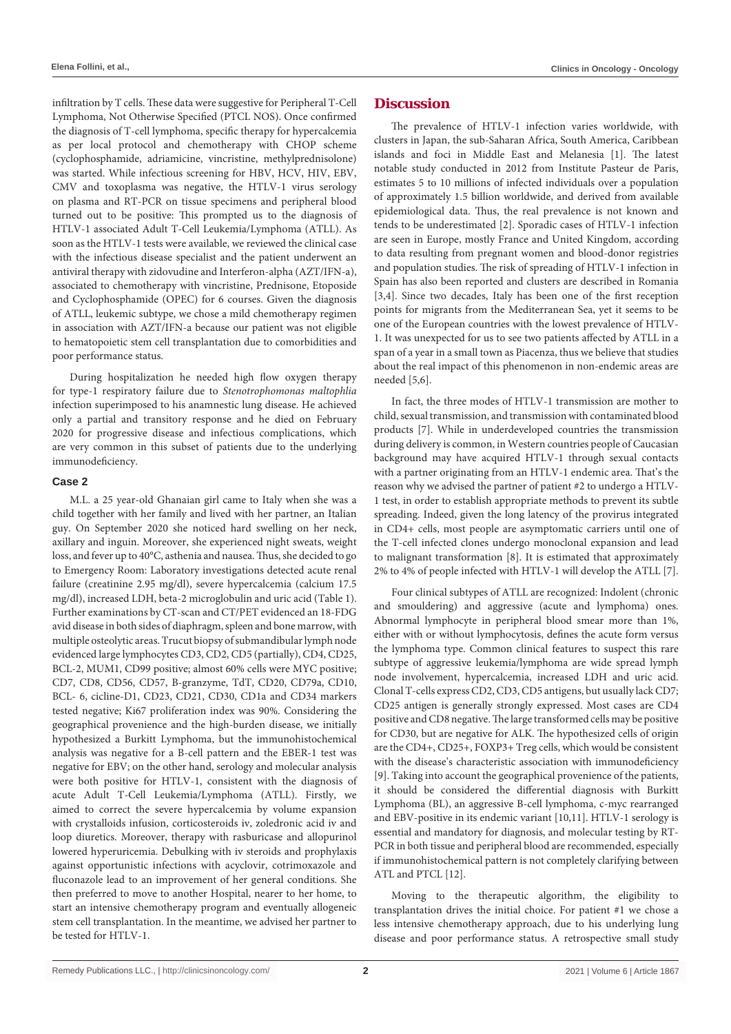infiltration by T cells. These data were suggestive for Peripheral T-Cell Lymphoma, Not Otherwise Specified (PTCL NOS). Once confirmed the diagnosis of T-cell lymphoma, specific therapy for hypercalcemia as per local protocol and chemotherapy with CHOP scheme (cyclophosphamide, adriamicine, vincristine, methylprednisolone) was started. While infectious screening for HBV, HCV, HIV, EBV, CMV and toxoplasma was negative, the HTLV-1 virus serology on plasma and RT-PCR on tissue specimens and peripheral blood turned out to be positive: This prompted us to the diagnosis of HTLV-1 associated Adult T-Cell Leukemia/Lymphoma (ATLL). As soon as the HTLV-1 tests were available, we reviewed the clinical case with the infectious disease specialist and the patient underwent an antiviral therapy with zidovudine and Interferon-alpha (AZT/IFN-a), associated to chemotherapy with vincristine, Prednisone, Etoposide and Cyclophosphamide (OPEC) for 6 courses. Given the diagnosis of ATLL, leukemic subtype, we chose a mild chemotherapy regimen in association with AZT/IFN-a because our patient was not eligible to hematopoietic stem cell transplantation due to comorbidities and poor performance status.

During hospitalization he needed high flow oxygen therapy for type-1 respiratory failure due to *Stenotrophomonas maltophlia* infection superimposed to his anamnestic lung disease. He achieved only a partial and transitory response and he died on February 2020 for progressive disease and infectious complications, which are very common in this subset of patients due to the underlying immunodeficiency.

### Case 2

M.L. a 25 year-old Ghanaian girl came to Italy when she was a child together with her family and lived with her partner, an Italian guy. On September 2020 she noticed hard swelling on her neck, axillary and inguin. Moreover, she experienced night sweats, weight loss, and fever up to 40°C, asthenia and nausea. Thus, she decided to go to Emergency Room: Laboratory investigations detected acute renal failure (creatinine 2.95 mg/dl), severe hypercalcemia (calcium 17.5 mg/dl), increased LDH, beta-2 microglobulin and uric acid (Table 1). Further examinations by CT-scan and CT/PET evidenced an 18-FDG avid disease in both sides of diaphragm, spleen and bone marrow, with multiple osteolytic areas. Trucut biopsy of submandibular lymph node evidenced large lymphocytes CD3, CD2, CD5 (partially), CD4, CD25, BCL-2, MUM1, CD99 positive; almost 60% cells were MYC positive; CD7, CD8, CD56, CD57, B-granzyme, TdT, CD20, CD79a, CD10, BCL- 6, cicline-D1, CD23, CD21, CD30, CD1a and CD34 markers tested negative; Ki67 proliferation index was 90%. Considering the geographical provenience and the high-burden disease, we initially hypothesized a Burkitt Lymphoma, but the immunohistochemical analysis was negative for a B-cell pattern and the EBER-1 test was negative for EBV; on the other hand, serology and molecular analysis were both positive for HTLV-1, consistent with the diagnosis of acute Adult T-Cell Leukemia/Lymphoma (ATLL). Firstly, we aimed to correct the severe hypercalcemia by volume expansion with crystalloids infusion, corticosteroids iv, zoledronic acid iv and loop diuretics. Moreover, therapy with rasburicase and allopurinol lowered hyperuricemia. Debulking with iv steroids and prophylaxis against opportunistic infections with acyclovir, cotrimoxazole and fluconazole lead to an improvement of her general conditions. She then preferred to move to another Hospital, nearer to her home, to start an intensive chemotherapy program and eventually allogeneic stem cell transplantation. In the meantime, we advised her partner to be tested for HTLV-1.

## Discussion

The prevalence of HTLV-1 infection varies worldwide, with clusters in Japan, the sub-Saharan Africa, South America, Caribbean islands and foci in Middle East and Melanesia [1]. The latest notable study conducted in 2012 from Institute Pasteur de Paris, estimates 5 to 10 millions of infected individuals over a population of approximately 1.5 billion worldwide, and derived from available epidemiological data. Thus, the real prevalence is not known and tends to be underestimated [2]. Sporadic cases of HTLV-1 infection are seen in Europe, mostly France and United Kingdom, according to data resulting from pregnant women and blood-donor registries and population studies. The risk of spreading of HTLV-1 infection in Spain has also been reported and clusters are described in Romania [3,4]. Since two decades, Italy has been one of the first reception points for migrants from the Mediterranean Sea, yet it seems to be one of the European countries with the lowest prevalence of HTLV-1. It was unexpected for us to see two patients affected by ATLL in a span of a year in a small town as Piacenza, thus we believe that studies about the real impact of this phenomenon in non-endemic areas are needed [5,6].

In fact, the three modes of HTLV-1 transmission are mother to child, sexual transmission, and transmission with contaminated blood products [7]. While in underdeveloped countries the transmission during delivery is common, in Western countries people of Caucasian background may have acquired HTLV-1 through sexual contacts with a partner originating from an HTLV-1 endemic area. That's the reason why we advised the partner of patient #2 to undergo a HTLV-1 test, in order to establish appropriate methods to prevent its subtle spreading. Indeed, given the long latency of the provirus integrated in CD4+ cells, most people are asymptomatic carriers until one of the T-cell infected clones undergo monoclonal expansion and lead to malignant transformation [8]. It is estimated that approximately 2% to 4% of people infected with HTLV-1 will develop the ATLL [7].

Four clinical subtypes of ATLL are recognized: Indolent (chronic and smouldering) and aggressive (acute and lymphoma) ones. Abnormal lymphocyte in peripheral blood smear more than 1%, either with or without lymphocytosis, defines the acute form versus the lymphoma type. Common clinical features to suspect this rare subtype of aggressive leukemia/lymphoma are wide spread lymph node involvement, hypercalcemia, increased LDH and uric acid. Clonal T-cells express CD2, CD3, CD5 antigens, but usually lack CD7; CD25 antigen is generally strongly expressed. Most cases are CD4 positive and CD8 negative. The large transformed cells may be positive for CD30, but are negative for ALK. The hypothesized cells of origin are the CD4+, CD25+, FOXP3+ Treg cells, which would be consistent with the disease's characteristic association with immunodeficiency [9]. Taking into account the geographical provenience of the patients, it should be considered the differential diagnosis with Burkitt Lymphoma (BL), an aggressive B-cell lymphoma, c-myc rearranged and EBV-positive in its endemic variant [10,11]. HTLV-1 serology is essential and mandatory for diagnosis, and molecular testing by RT-PCR in both tissue and peripheral blood are recommended, especially if immunohistochemical pattern is not completely clarifying between ATL and PTCL [12].

Moving to the therapeutic algorithm, the eligibility to transplantation drives the initial choice. For patient #1 we chose a less intensive chemotherapy approach, due to his underlying lung disease and poor performance status. A retrospective small study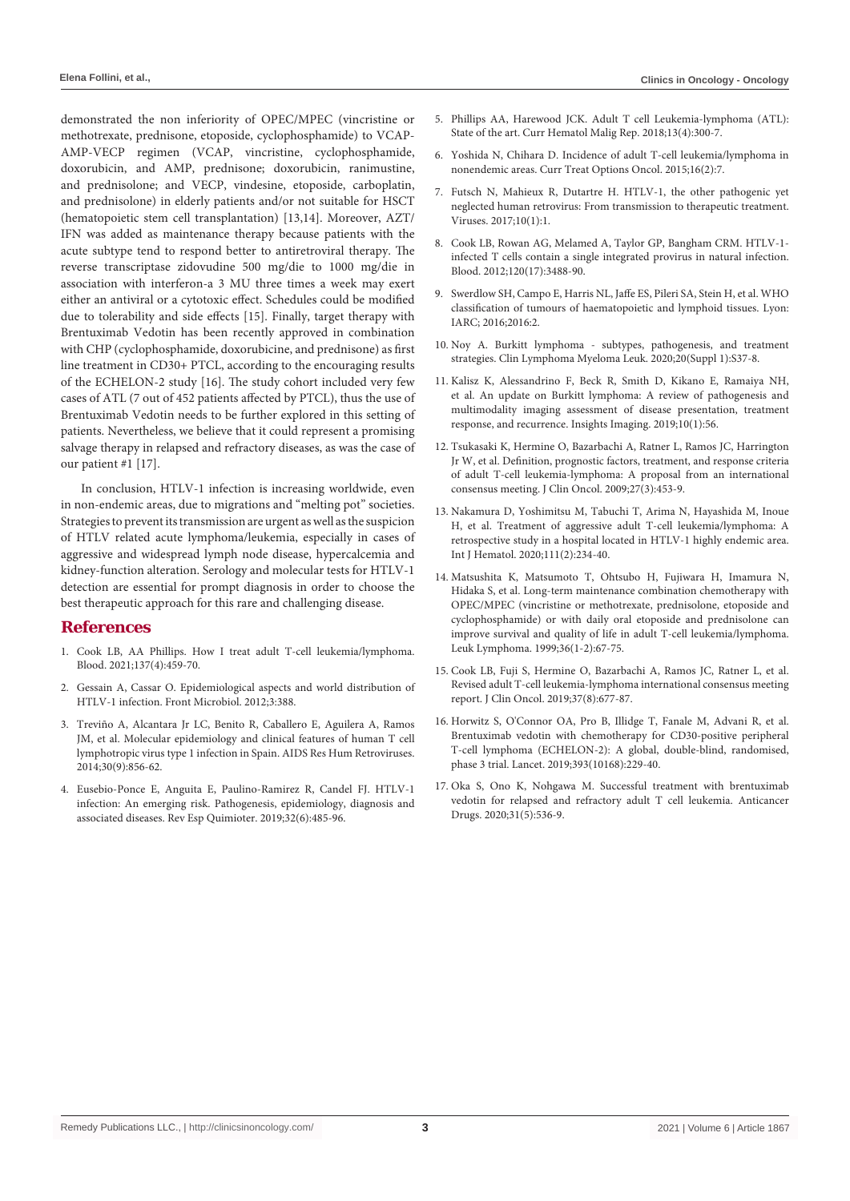demonstrated the non inferiority of OPEC/MPEC (vincristine or methotrexate, prednisone, etoposide, cyclophosphamide) to VCAP-AMP-VECP regimen (VCAP, vincristine, cyclophosphamide, doxorubicin, and AMP, prednisone; doxorubicin, ranimustine, and prednisolone; and VECP, vindesine, etoposide, carboplatin, and prednisolone) in elderly patients and/or not suitable for HSCT (hematopoietic stem cell transplantation) [13,14]. Moreover, AZT/IFN was added as maintenance therapy because patients with the acute subtype tend to respond better to antiretroviral therapy. The reverse transcriptase zidovudine 500 mg/die to 1000 mg/die in association with interferon-a 3 MU three times a week may exert either an antiviral or a cytotoxic effect. Schedules could be modified due to tolerability and side effects [15]. Finally, target therapy with Brentuximab Vedotin has been recently approved in combination with CHP (cyclophosphamide, doxorubicine, and prednisone) as first line treatment in CD30+ PTCL, according to the encouraging results of the ECHELON-2 study [16]. The study cohort included very few cases of ATL (7 out of 452 patients affected by PTCL), thus the use of Brentuximab Vedotin needs to be further explored in this setting of patients. Nevertheless, we believe that it could represent a promising salvage therapy in relapsed and refractory diseases, as was the case of our patient #1 [17].

In conclusion, HTLV-1 infection is increasing worldwide, even in non-endemic areas, due to migrations and "melting pot" societies. Strategies to prevent its transmission are urgent as well as the suspicion of HTLV related acute lymphoma/leukemia, especially in cases of aggressive and widespread lymph node disease, hypercalcemia and kidney-function alteration. Serology and molecular tests for HTLV-1 detection are essential for prompt diagnosis in order to choose the best therapeutic approach for this rare and challenging disease.

## References

1. Cook LB, AA Phillips. How I treat adult T-cell leukemia/lymphoma. Blood. 2021;137(4):459-70.
2. Gessain A, Cassar O. Epidemiological aspects and world distribution of HTLV-1 infection. Front Microbiol. 2012;3:388.
3. Treviño A, Alcantara Jr LC, Benito R, Caballero E, Aguilera A, Ramos JM, et al. Molecular epidemiology and clinical features of human T cell lymphotropic virus type 1 infection in Spain. AIDS Res Hum Retroviruses. 2014;30(9):856-62.
4. Eusebio-Ponce E, Anguita E, Paulino-Ramirez R, Candel FJ. HTLV-1 infection: An emerging risk. Pathogenesis, epidemiology, diagnosis and associated diseases. Rev Esp Quimioter. 2019;32(6):485-96.
5. Phillips AA, Harewood JCK. Adult T cell Leukemia-lymphoma (ATL): State of the art. Curr Hematol Malig Rep. 2018;13(4):300-7.
6. Yoshida N, Chihara D. Incidence of adult T-cell leukemia/lymphoma in nonendemic areas. Curr Treat Options Oncol. 2015;16(2):7.
7. Futsch N, Mahieux R, Dutartre H. HTLV-1, the other pathogenic yet neglected human retrovirus: From transmission to therapeutic treatment. Viruses. 2017;10(1):1.
8. Cook LB, Rowan AG, Melamed A, Taylor GP, Bangham CRM. HTLV-1-infected T cells contain a single integrated provirus in natural infection. Blood. 2012;120(17):3488-90.
9. Swerdlow SH, Campo E, Harris NL, Jaffe ES, Pileri SA, Stein H, et al. WHO classification of tumours of haematopoietic and lymphoid tissues. Lyon: IARC; 2016;2016:2.
10. Noy A. Burkitt lymphoma - subtypes, pathogenesis, and treatment strategies. Clin Lymphoma Myeloma Leuk. 2020;20(Suppl 1):S37-8.
11. Kalisz K, Alessandrino F, Beck R, Smith D, Kikano E, Ramaiya NH, et al. An update on Burkitt lymphoma: A review of pathogenesis and multimodality imaging assessment of disease presentation, treatment response, and recurrence. Insights Imaging. 2019;10(1):56.
12. Tsukasaki K, Hermine O, Bazarbachi A, Ratner L, Ramos JC, Harrington Jr W, et al. Definition, prognostic factors, treatment, and response criteria of adult T-cell leukemia-lymphoma: A proposal from an international consensus meeting. J Clin Oncol. 2009;27(3):453-9.
13. Nakamura D, Yoshimitsu M, Tabuchi T, Arima N, Hayashida M, Inoue H, et al. Treatment of aggressive adult T-cell leukemia/lymphoma: A retrospective study in a hospital located in HTLV-1 highly endemic area. Int J Hematol. 2020;111(2):234-40.
14. Matsushita K, Matsumoto T, Ohtsubo H, Fujiwara H, Imamura N, Hidaka S, et al. Long-term maintenance combination chemotherapy with OPEC/MPEC (vincristine or methotrexate, prednisolone, etoposide and cyclophosphamide) or with daily oral etoposide and prednisolone can improve survival and quality of life in adult T-cell leukemia/lymphoma. Leuk Lymphoma. 1999;36(1-2):67-75.
15. Cook LB, Fuji S, Hermine O, Bazarbachi A, Ramos JC, Ratner L, et al. Revised adult T-cell leukemia-lymphoma international consensus meeting report. J Clin Oncol. 2019;37(8):677-87.
16. Horwitz S, O'Connor OA, Pro B, Illidge T, Fanale M, Advani R, et al. Brentuximab vedotin with chemotherapy for CD30-positive peripheral T-cell lymphoma (ECHELON-2): A global, double-blind, randomised, phase 3 trial. Lancet. 2019;393(10168):229-40.
17. Oka S, Ono K, Nohgawa M. Successful treatment with brentuximab vedotin for relapsed and refractory adult T cell leukemia. Anticancer Drugs. 2020;31(5):536-9.